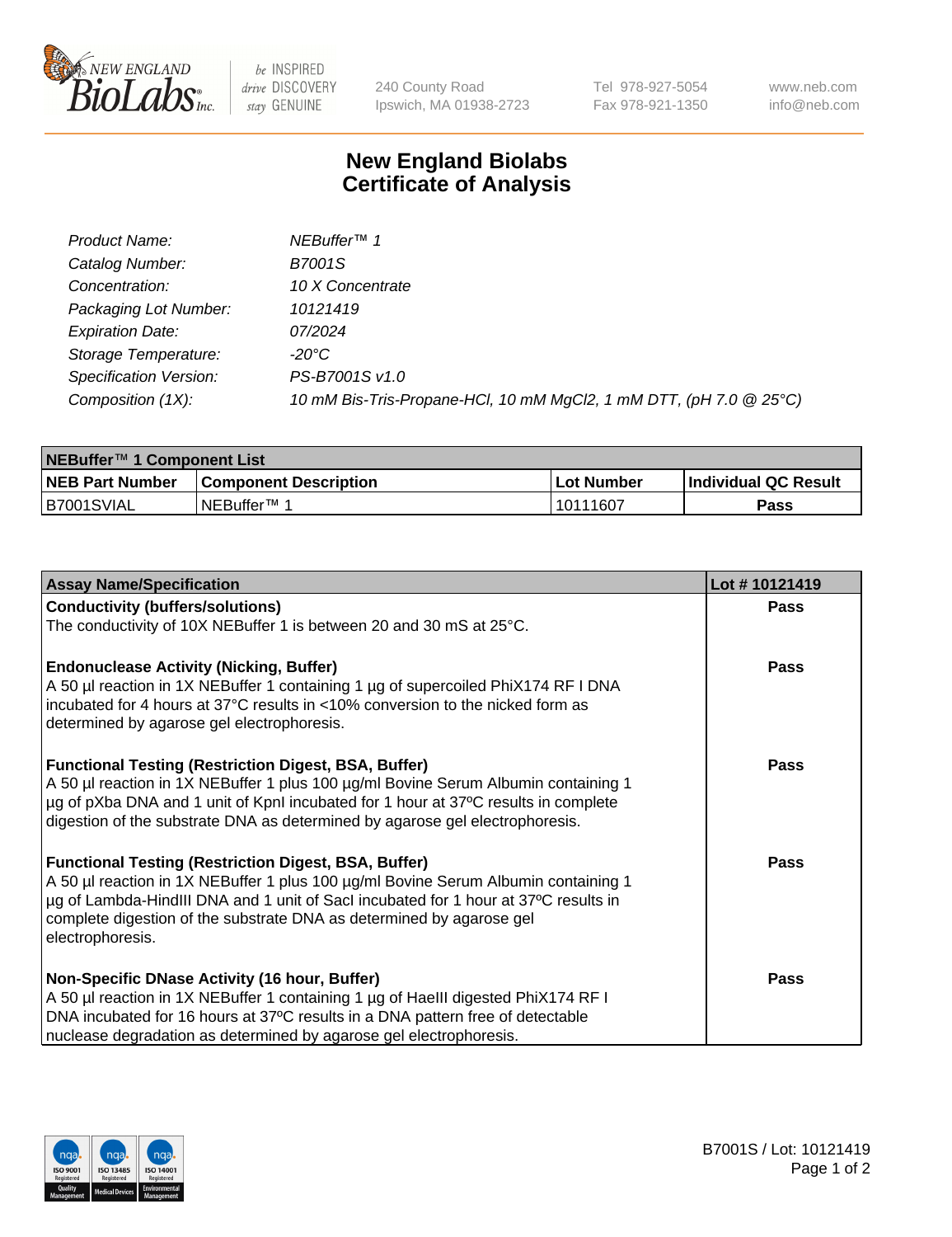# New England Biolabs Certificate of Analysis

| | |
|---|---|
| *Product Name:* | *NEBuffer™ 1* |
| *Catalog Number:* | *B7001S* |
| *Concentration:* | *10 X Concentrate* |
| *Packaging Lot Number:* | *10121419* |
| *Expiration Date:* | *07/2024* |
| *Storage Temperature:* | *-20°C* |
| *Specification Version:* | *PS-B7001S v1.0* |
| *Composition (1X):* | *10 mM Bis-Tris-Propane-HCl, 10 mM $MgCl_2$, 1 mM DTT, (pH 7.0 @ 25°C)* |

| **NEBuffer™ 1 Component List** | | | |
|---|---|---|---|
| **NEB Part Number** | **Component Description** | **Lot Number** | **Individual QC Result** |
| B7001SVIAL | NEBuffer™ 1 | 10111607 | **Pass** |

| **Assay Name/Specification** | **Lot # 10121419** |
|---|---|
| **Conductivity (buffers/solutions)**<br>The conductivity of 10X NEBuffer 1 is between 20 and 30 mS at 25°C. | **Pass** |
| **Endonuclease Activity (Nicking, Buffer)**<br>A 50 µl reaction in 1X NEBuffer 1 containing 1 µg of supercoiled PhiX174 RF I DNA incubated for 4 hours at 37°C results in <10% conversion to the nicked form as determined by agarose gel electrophoresis. | **Pass** |
| **Functional Testing (Restriction Digest, BSA, Buffer)**<br>A 50 µl reaction in 1X NEBuffer 1 plus 100 µg/ml Bovine Serum Albumin containing 1 µg of pXba DNA and 1 unit of KpnI incubated for 1 hour at 37ºC results in complete digestion of the substrate DNA as determined by agarose gel electrophoresis. | **Pass** |
| **Functional Testing (Restriction Digest, BSA, Buffer)**<br>A 50 µl reaction in 1X NEBuffer 1 plus 100 µg/ml Bovine Serum Albumin containing 1 µg of Lambda-HindIII DNA and 1 unit of SacI incubated for 1 hour at 37ºC results in complete digestion of the substrate DNA as determined by agarose gel electrophoresis. | **Pass** |
| **Non-Specific DNase Activity (16 hour, Buffer)**<br>A 50 µl reaction in 1X NEBuffer 1 containing 1 µg of HaeIII digested PhiX174 RF I DNA incubated for 16 hours at 37ºC results in a DNA pattern free of detectable nuclease degradation as determined by agarose gel electrophoresis. | **Pass** |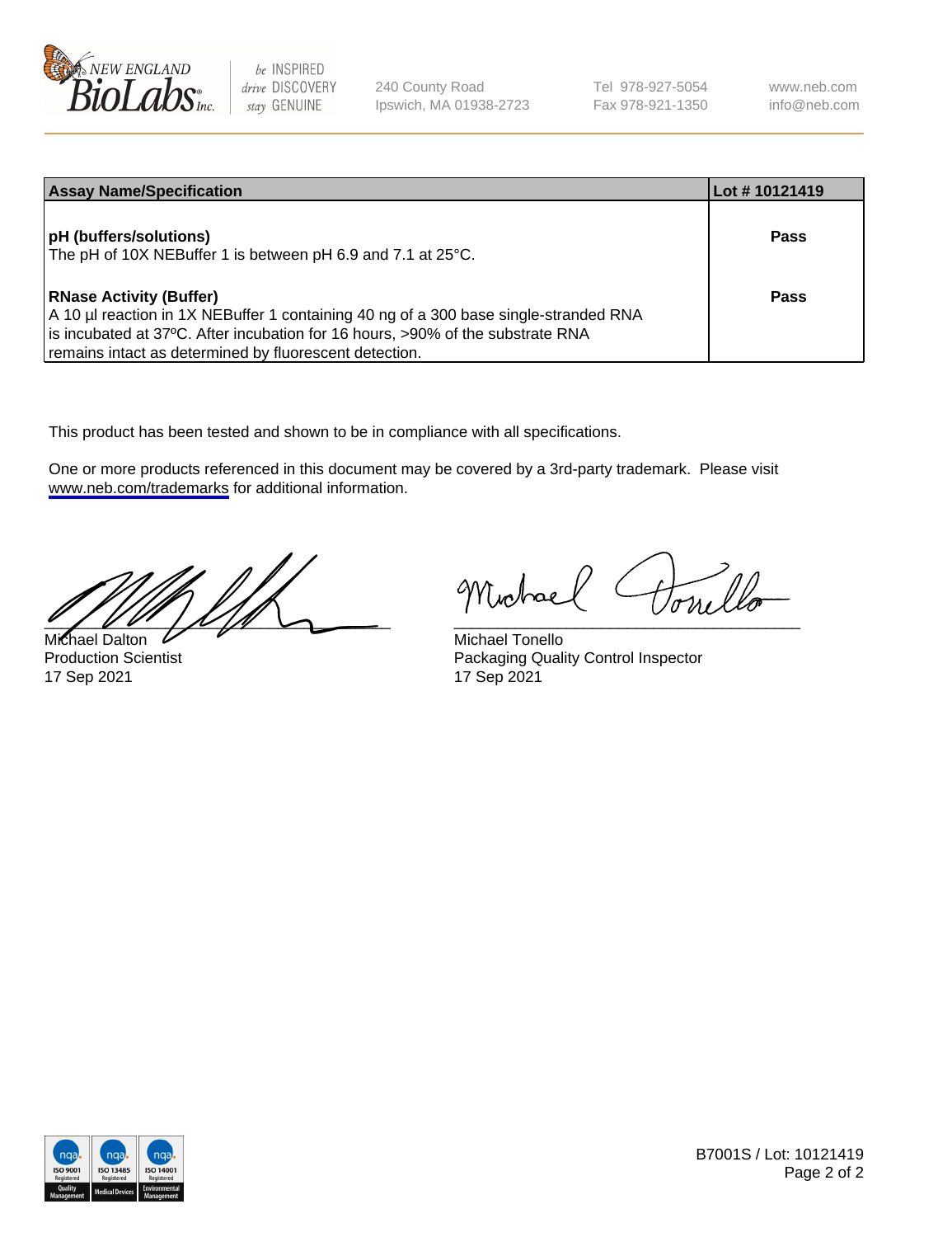NEW ENGLAND BioLabs Inc. — be INSPIRED drive DISCOVERY stay GENUINE

240 County Road
Ipswich, MA 01938-2723

Tel 978-927-5054
Fax 978-921-1350

www.neb.com
info@neb.com

| Assay Name/Specification | Lot # 10121419 |
| --- | --- |
| **pH (buffers/solutions)**<br>The pH of 10X NEBuffer 1 is between pH 6.9 and 7.1 at 25°C. | **Pass** |
| **RNase Activity (Buffer)**<br>A 10 µl reaction in 1X NEBuffer 1 containing 40 ng of a 300 base single-stranded RNA is incubated at 37ºC. After incubation for 16 hours, >90% of the substrate RNA remains intact as determined by fluorescent detection. | **Pass** |

This product has been tested and shown to be in compliance with all specifications.

One or more products referenced in this document may be covered by a 3rd-party trademark. Please visit www.neb.com/trademarks for additional information.

Michael Dalton
Production Scientist
17 Sep 2021

Michael Tonello
Packaging Quality Control Inspector
17 Sep 2021

B7001S / Lot: 10121419